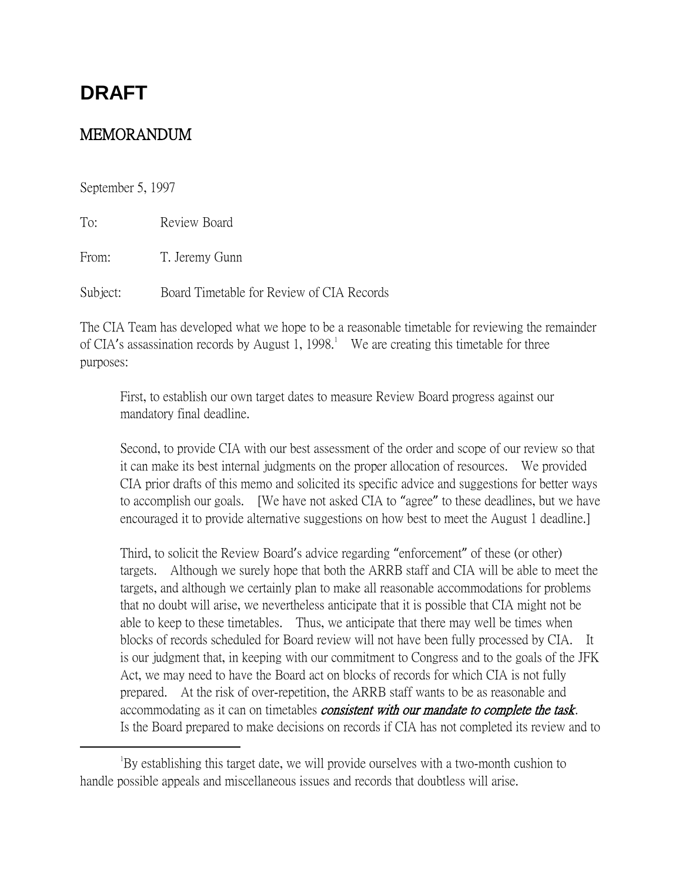# DRAFT

## MEMORANDUM

September 5, 1997

To: Review Board

From: T. Jeremy Gunn

Subject: Board Timetable for Review of CIA Records

The CIA Team has developed what we hope to be a reasonable timetable for reviewing the remainder of CIA's assassination records by August 1, 1998.[1] We are creating this timetable for three purposes:

> First, to establish our own target dates to measure Review Board progress against our mandatory final deadline.
>
> Second, to provide CIA with our best assessment of the order and scope of our review so that it can make its best internal judgments on the proper allocation of resources. We provided CIA prior drafts of this memo and solicited its specific advice and suggestions for better ways to accomplish our goals. [We have not asked CIA to "agree" to these deadlines, but we have encouraged it to provide alternative suggestions on how best to meet the August 1 deadline.]
>
> Third, to solicit the Review Board's advice regarding "enforcement" of these (or other) targets. Although we surely hope that both the ARRB staff and CIA will be able to meet the targets, and although we certainly plan to make all reasonable accommodations for problems that no doubt will arise, we nevertheless anticipate that it is possible that CIA might not be able to keep to these timetables. Thus, we anticipate that there may well be times when blocks of records scheduled for Board review will not have been fully processed by CIA. It is our judgment that, in keeping with our commitment to Congress and to the goals of the JFK Act, we may need to have the Board act on blocks of records for which CIA is not fully prepared. At the risk of over-repetition, the ARRB staff wants to be as reasonable and accommodating as it can on timetables ***consistent with our mandate to complete the task***. Is the Board prepared to make decisions on records if CIA has not completed its review and to

---

[1] By establishing this target date, we will provide ourselves with a two-month cushion to handle possible appeals and miscellaneous issues and records that doubtless will arise.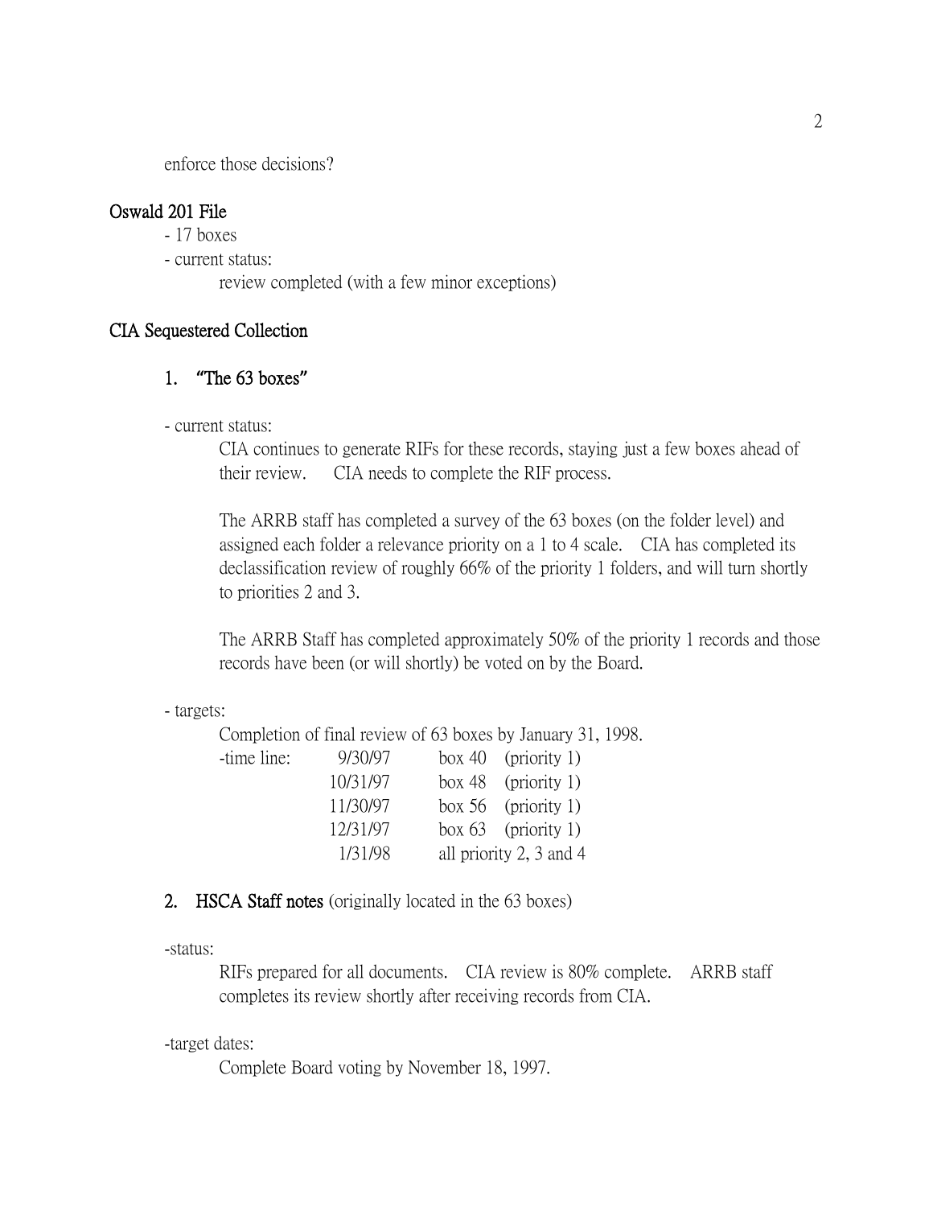enforce those decisions?

## Oswald 201 File

- 17 boxes
- current status:
  - review completed (with a few minor exceptions)

## CIA Sequestered Collection

### 1. "The 63 boxes"

- current status:

  CIA continues to generate RIFs for these records, staying just a few boxes ahead of their review. CIA needs to complete the RIF process.

  The ARRB staff has completed a survey of the 63 boxes (on the folder level) and assigned each folder a relevance priority on a 1 to 4 scale. CIA has completed its declassification review of roughly 66% of the priority 1 folders, and will turn shortly to priorities 2 and 3.

  The ARRB Staff has completed approximately 50% of the priority 1 records and those records have been (or will shortly) be voted on by the Board.

- targets:

  Completion of final review of 63 boxes by January 31, 1998.

  | -time line: | | |
  |---|---|---|
  | 9/30/97 | box 40 | (priority 1) |
  | 10/31/97 | box 48 | (priority 1) |
  | 11/30/97 | box 56 | (priority 1) |
  | 12/31/97 | box 63 | (priority 1) |
  | 1/31/98 | all priority 2, 3 and 4 | |

### 2. HSCA Staff notes (originally located in the 63 boxes)

-status:

  RIFs prepared for all documents. CIA review is 80% complete. ARRB staff completes its review shortly after receiving records from CIA.

-target dates:

  Complete Board voting by November 18, 1997.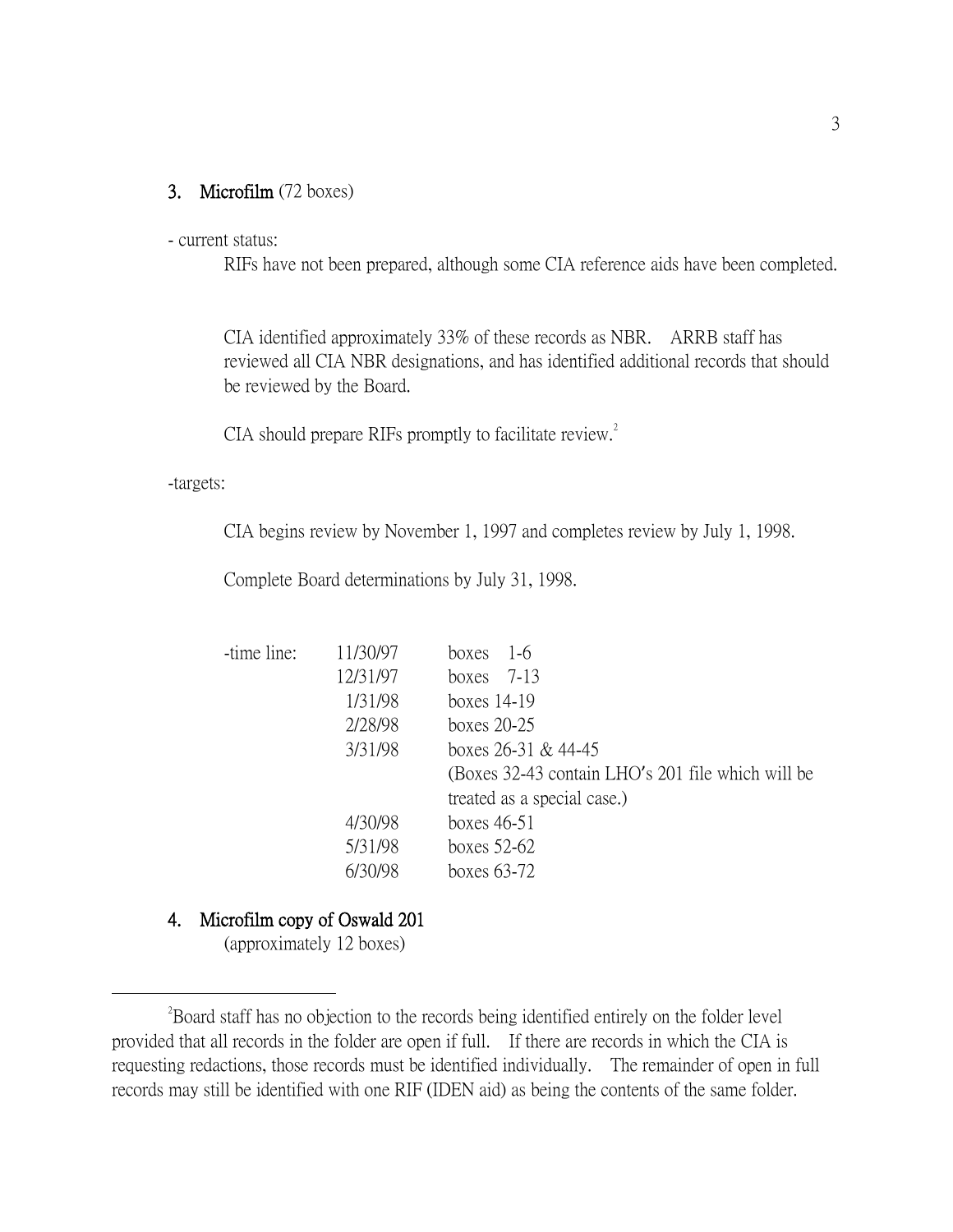**3. Microfilm** (72 boxes)

- current status:

RIFs have not been prepared, although some CIA reference aids have been completed.

CIA identified approximately 33% of these records as NBR. ARRB staff has reviewed all CIA NBR designations, and has identified additional records that should be reviewed by the Board.

CIA should prepare RIFs promptly to facilitate review.[2]

-targets:

CIA begins review by November 1, 1997 and completes review by July 1, 1998.

Complete Board determinations by July 31, 1998.

| -time line: | | |
|---|---|---|
| | 11/30/97 | boxes 1-6 |
| | 12/31/97 | boxes 7-13 |
| | 1/31/98 | boxes 14-19 |
| | 2/28/98 | boxes 20-25 |
| | 3/31/98 | boxes 26-31 & 44-45 (Boxes 32-43 contain LHO's 201 file which will be treated as a special case.) |
| | 4/30/98 | boxes 46-51 |
| | 5/31/98 | boxes 52-62 |
| | 6/30/98 | boxes 63-72 |

**4. Microfilm copy of Oswald 201**

(approximately 12 boxes)

[2]Board staff has no objection to the records being identified entirely on the folder level provided that all records in the folder are open if full. If there are records in which the CIA is requesting redactions, those records must be identified individually. The remainder of open in full records may still be identified with one RIF (IDEN aid) as being the contents of the same folder.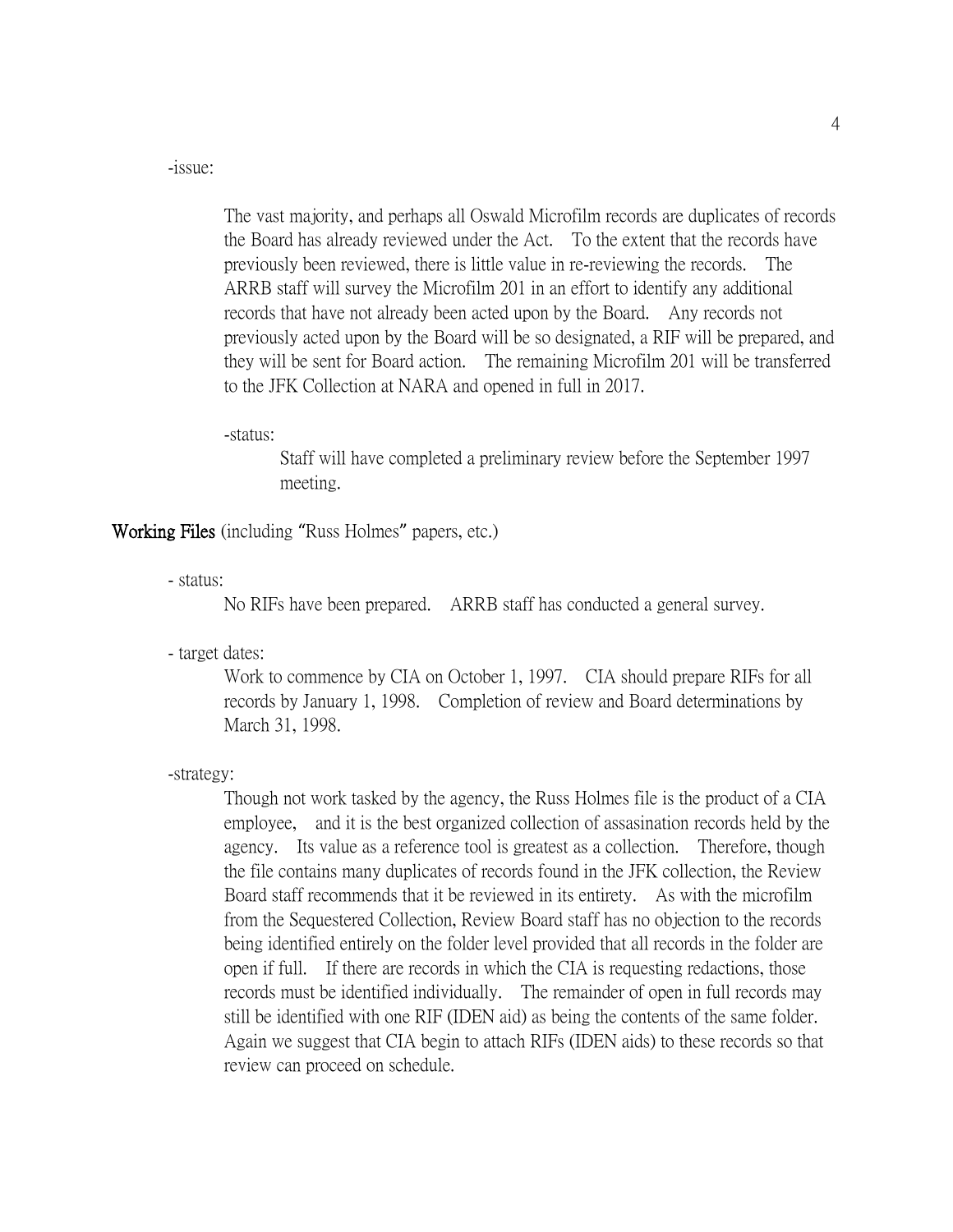-issue:

The vast majority, and perhaps all Oswald Microfilm records are duplicates of records the Board has already reviewed under the Act. To the extent that the records have previously been reviewed, there is little value in re-reviewing the records. The ARRB staff will survey the Microfilm 201 in an effort to identify any additional records that have not already been acted upon by the Board. Any records not previously acted upon by the Board will be so designated, a RIF will be prepared, and they will be sent for Board action. The remaining Microfilm 201 will be transferred to the JFK Collection at NARA and opened in full in 2017.

-status:

Staff will have completed a preliminary review before the September 1997 meeting.

**Working Files** (including "Russ Holmes" papers, etc.)

- status:

No RIFs have been prepared. ARRB staff has conducted a general survey.

- target dates:

Work to commence by CIA on October 1, 1997. CIA should prepare RIFs for all records by January 1, 1998. Completion of review and Board determinations by March 31, 1998.

-strategy:

Though not work tasked by the agency, the Russ Holmes file is the product of a CIA employee, and it is the best organized collection of assasination records held by the agency. Its value as a reference tool is greatest as a collection. Therefore, though the file contains many duplicates of records found in the JFK collection, the Review Board staff recommends that it be reviewed in its entirety. As with the microfilm from the Sequestered Collection, Review Board staff has no objection to the records being identified entirely on the folder level provided that all records in the folder are open if full. If there are records in which the CIA is requesting redactions, those records must be identified individually. The remainder of open in full records may still be identified with one RIF (IDEN aid) as being the contents of the same folder. Again we suggest that CIA begin to attach RIFs (IDEN aids) to these records so that review can proceed on schedule.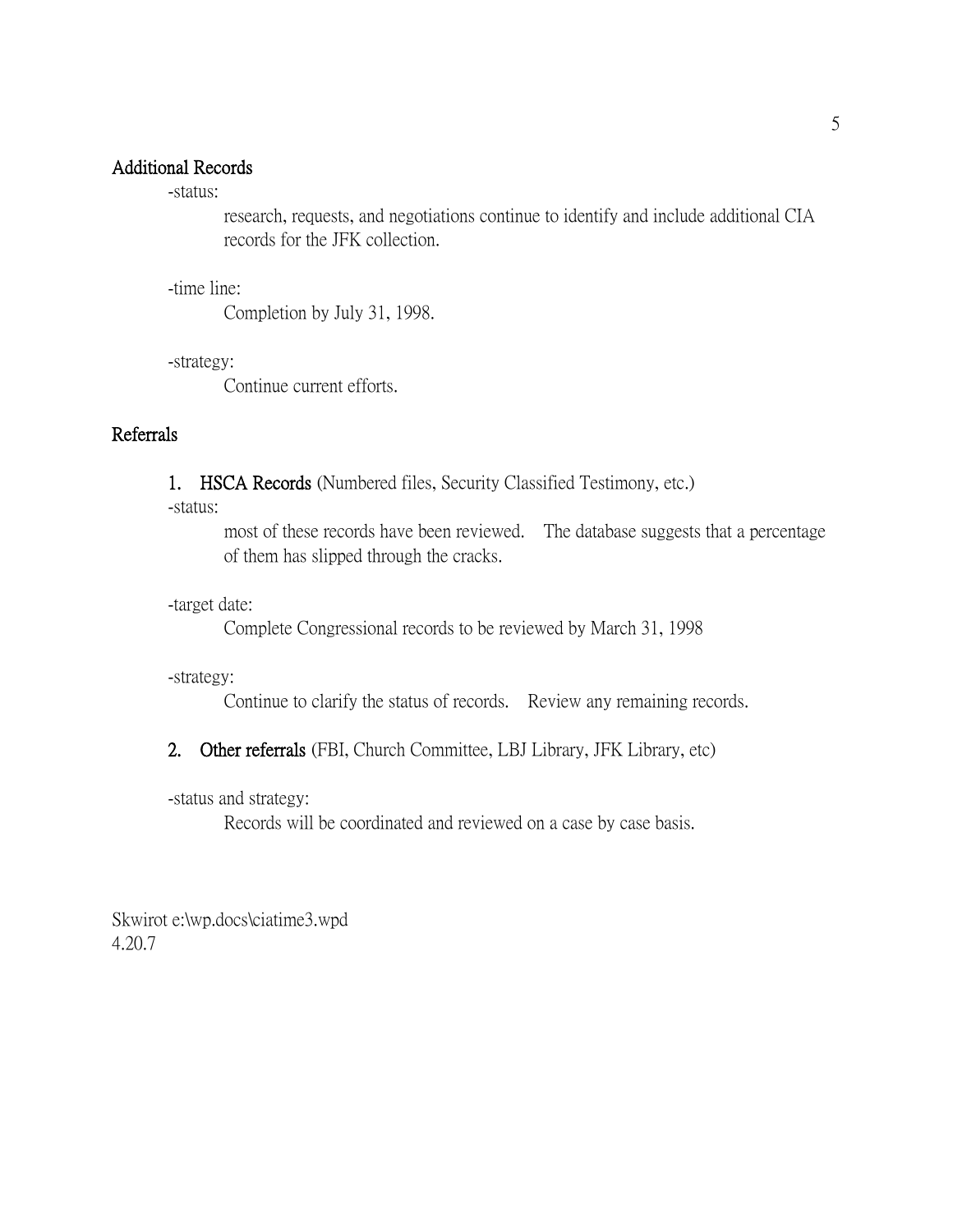## Additional Records

-status:

research, requests, and negotiations continue to identify and include additional CIA records for the JFK collection.

-time line:

Completion by July 31, 1998.

-strategy:

Continue current efforts.

## Referrals

**1. HSCA Records** (Numbered files, Security Classified Testimony, etc.)

-status:

most of these records have been reviewed. The database suggests that a percentage of them has slipped through the cracks.

-target date:

Complete Congressional records to be reviewed by March 31, 1998

-strategy:

Continue to clarify the status of records. Review any remaining records.

**2. Other referrals** (FBI, Church Committee, LBJ Library, JFK Library, etc)

-status and strategy:

Records will be coordinated and reviewed on a case by case basis.

Skwirot e:\wp.docs\ciatime3.wpd
4.20.7